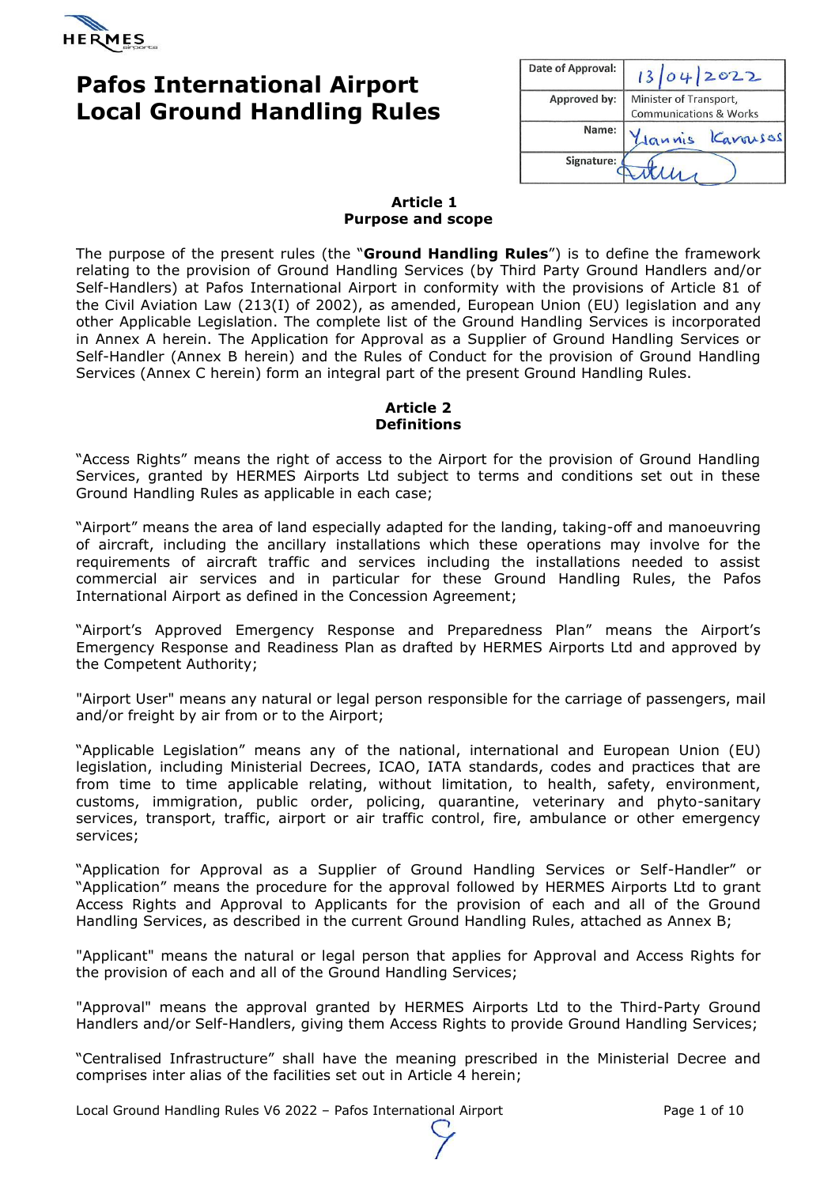# Pafos International Airport Local Ground Handling Rules

| Date of Approval: | 13/04/2022 |
|---|---|
| Approved by: | Minister of Transport, Communications & Works |
| Name: | Yiannis Karousos |
| Signature: | |

## Article 1
## Purpose and scope

The purpose of the present rules (the "**Ground Handling Rules**") is to define the framework relating to the provision of Ground Handling Services (by Third Party Ground Handlers and/or Self-Handlers) at Pafos International Airport in conformity with the provisions of Article 81 of the Civil Aviation Law (213(I) of 2002), as amended, European Union (EU) legislation and any other Applicable Legislation. The complete list of the Ground Handling Services is incorporated in Annex A herein. The Application for Approval as a Supplier of Ground Handling Services or Self-Handler (Annex B herein) and the Rules of Conduct for the provision of Ground Handling Services (Annex C herein) form an integral part of the present Ground Handling Rules.

## Article 2
## Definitions

"Access Rights" means the right of access to the Airport for the provision of Ground Handling Services, granted by HERMES Airports Ltd subject to terms and conditions set out in these Ground Handling Rules as applicable in each case;

"Airport" means the area of land especially adapted for the landing, taking-off and manoeuvring of aircraft, including the ancillary installations which these operations may involve for the requirements of aircraft traffic and services including the installations needed to assist commercial air services and in particular for these Ground Handling Rules, the Pafos International Airport as defined in the Concession Agreement;

"Airport's Approved Emergency Response and Preparedness Plan" means the Airport's Emergency Response and Readiness Plan as drafted by HERMES Airports Ltd and approved by the Competent Authority;

"Airport User" means any natural or legal person responsible for the carriage of passengers, mail and/or freight by air from or to the Airport;

"Applicable Legislation" means any of the national, international and European Union (EU) legislation, including Ministerial Decrees, ICAO, IATA standards, codes and practices that are from time to time applicable relating, without limitation, to health, safety, environment, customs, immigration, public order, policing, quarantine, veterinary and phyto-sanitary services, transport, traffic, airport or air traffic control, fire, ambulance or other emergency services;

"Application for Approval as a Supplier of Ground Handling Services or Self-Handler" or "Application" means the procedure for the approval followed by HERMES Airports Ltd to grant Access Rights and Approval to Applicants for the provision of each and all of the Ground Handling Services, as described in the current Ground Handling Rules, attached as Annex B;

"Applicant" means the natural or legal person that applies for Approval and Access Rights for the provision of each and all of the Ground Handling Services;

"Approval" means the approval granted by HERMES Airports Ltd to the Third-Party Ground Handlers and/or Self-Handlers, giving them Access Rights to provide Ground Handling Services;

"Centralised Infrastructure" shall have the meaning prescribed in the Ministerial Decree and comprises inter alias of the facilities set out in Article 4 herein;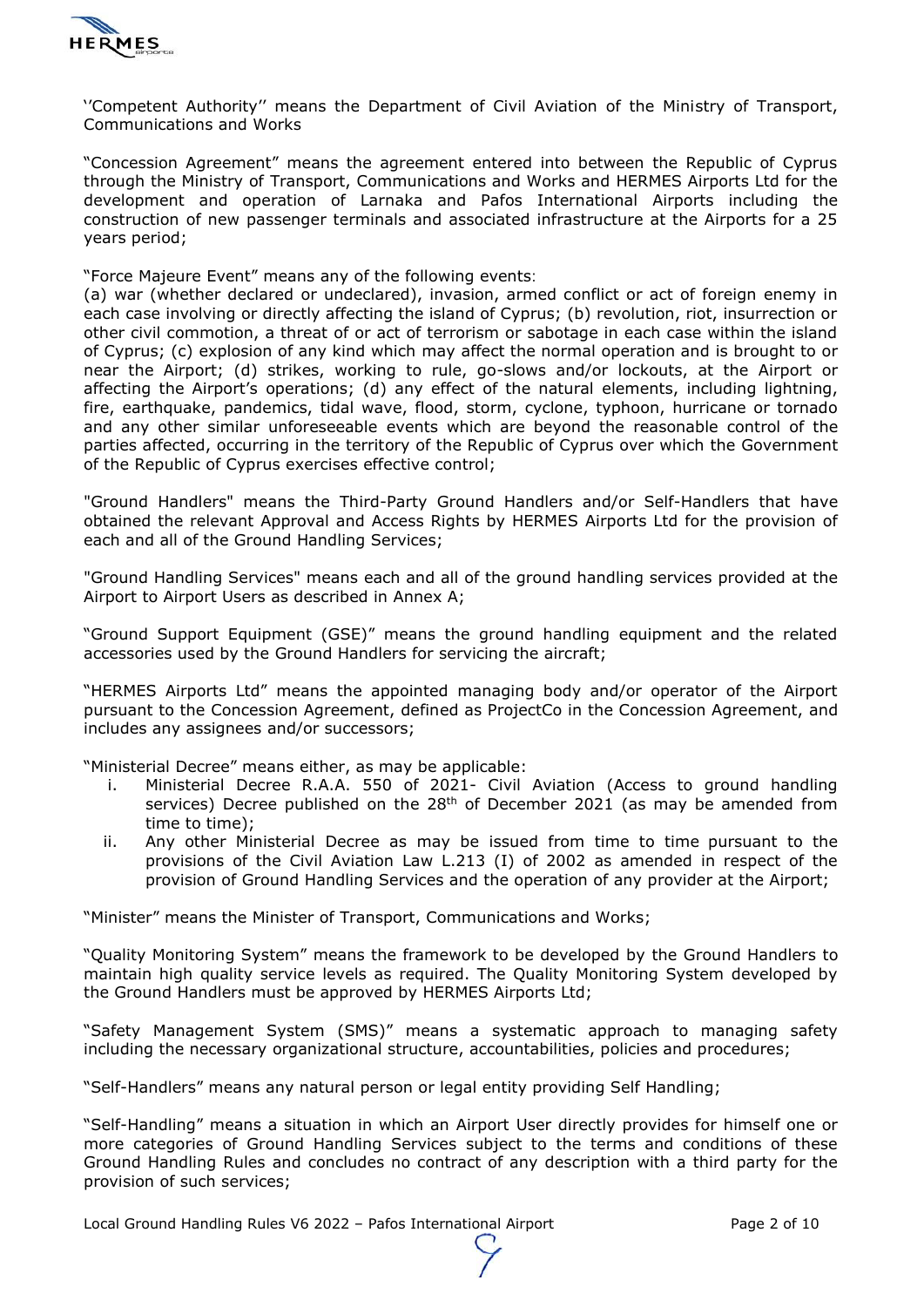''Competent Authority'' means the Department of Civil Aviation of the Ministry of Transport, Communications and Works

"Concession Agreement" means the agreement entered into between the Republic of Cyprus through the Ministry of Transport, Communications and Works and HERMES Airports Ltd for the development and operation of Larnaka and Pafos International Airports including the construction of new passenger terminals and associated infrastructure at the Airports for a 25 years period;

"Force Majeure Event" means any of the following events:
(a) war (whether declared or undeclared), invasion, armed conflict or act of foreign enemy in each case involving or directly affecting the island of Cyprus; (b) revolution, riot, insurrection or other civil commotion, a threat of or act of terrorism or sabotage in each case within the island of Cyprus; (c) explosion of any kind which may affect the normal operation and is brought to or near the Airport; (d) strikes, working to rule, go-slows and/or lockouts, at the Airport or affecting the Airport's operations; (d) any effect of the natural elements, including lightning, fire, earthquake, pandemics, tidal wave, flood, storm, cyclone, typhoon, hurricane or tornado and any other similar unforeseeable events which are beyond the reasonable control of the parties affected, occurring in the territory of the Republic of Cyprus over which the Government of the Republic of Cyprus exercises effective control;

"Ground Handlers" means the Third-Party Ground Handlers and/or Self-Handlers that have obtained the relevant Approval and Access Rights by HERMES Airports Ltd for the provision of each and all of the Ground Handling Services;

"Ground Handling Services" means each and all of the ground handling services provided at the Airport to Airport Users as described in Annex A;

"Ground Support Equipment (GSE)" means the ground handling equipment and the related accessories used by the Ground Handlers for servicing the aircraft;

"HERMES Airports Ltd" means the appointed managing body and/or operator of the Airport pursuant to the Concession Agreement, defined as ProjectCo in the Concession Agreement, and includes any assignees and/or successors;

"Ministerial Decree" means either, as may be applicable:

i. Ministerial Decree R.A.A. 550 of 2021- Civil Aviation (Access to ground handling services) Decree published on the 28th of December 2021 (as may be amended from time to time);
ii. Any other Ministerial Decree as may be issued from time to time pursuant to the provisions of the Civil Aviation Law L.213 (I) of 2002 as amended in respect of the provision of Ground Handling Services and the operation of any provider at the Airport;

"Minister" means the Minister of Transport, Communications and Works;

"Quality Monitoring System" means the framework to be developed by the Ground Handlers to maintain high quality service levels as required. The Quality Monitoring System developed by the Ground Handlers must be approved by HERMES Airports Ltd;

"Safety Management System (SMS)" means a systematic approach to managing safety including the necessary organizational structure, accountabilities, policies and procedures;

"Self-Handlers" means any natural person or legal entity providing Self Handling;

"Self-Handling" means a situation in which an Airport User directly provides for himself one or more categories of Ground Handling Services subject to the terms and conditions of these Ground Handling Rules and concludes no contract of any description with a third party for the provision of such services;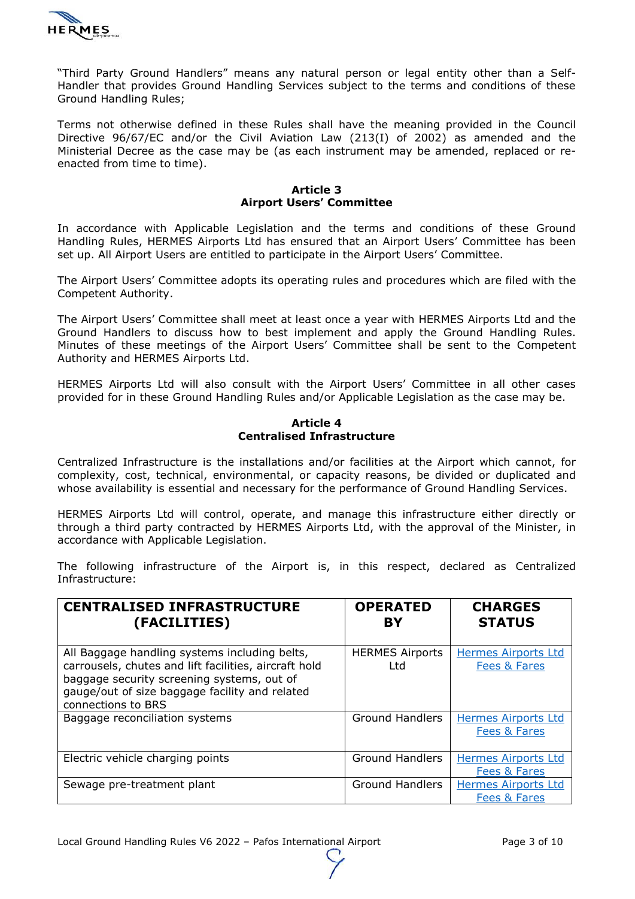"Third Party Ground Handlers" means any natural person or legal entity other than a Self-Handler that provides Ground Handling Services subject to the terms and conditions of these Ground Handling Rules;

Terms not otherwise defined in these Rules shall have the meaning provided in the Council Directive 96/67/EC and/or the Civil Aviation Law (213(I) of 2002) as amended and the Ministerial Decree as the case may be (as each instrument may be amended, replaced or re-enacted from time to time).

## Article 3
## Airport Users' Committee

In accordance with Applicable Legislation and the terms and conditions of these Ground Handling Rules, HERMES Airports Ltd has ensured that an Airport Users' Committee has been set up. All Airport Users are entitled to participate in the Airport Users' Committee.

The Airport Users' Committee adopts its operating rules and procedures which are filed with the Competent Authority.

The Airport Users' Committee shall meet at least once a year with HERMES Airports Ltd and the Ground Handlers to discuss how to best implement and apply the Ground Handling Rules. Minutes of these meetings of the Airport Users' Committee shall be sent to the Competent Authority and HERMES Airports Ltd.

HERMES Airports Ltd will also consult with the Airport Users' Committee in all other cases provided for in these Ground Handling Rules and/or Applicable Legislation as the case may be.

## Article 4
## Centralised Infrastructure

Centralized Infrastructure is the installations and/or facilities at the Airport which cannot, for complexity, cost, technical, environmental, or capacity reasons, be divided or duplicated and whose availability is essential and necessary for the performance of Ground Handling Services.

HERMES Airports Ltd will control, operate, and manage this infrastructure either directly or through a third party contracted by HERMES Airports Ltd, with the approval of the Minister, in accordance with Applicable Legislation.

The following infrastructure of the Airport is, in this respect, declared as Centralized Infrastructure:

| CENTRALISED INFRASTRUCTURE (FACILITIES) | OPERATED BY | CHARGES STATUS |
|---|---|---|
| All Baggage handling systems including belts, carrousels, chutes and lift facilities, aircraft hold baggage security screening systems, out of gauge/out of size baggage facility and related connections to BRS | HERMES Airports Ltd | Hermes Airports Ltd Fees & Fares |
| Baggage reconciliation systems | Ground Handlers | Hermes Airports Ltd Fees & Fares |
| Electric vehicle charging points | Ground Handlers | Hermes Airports Ltd Fees & Fares |
| Sewage pre-treatment plant | Ground Handlers | Hermes Airports Ltd Fees & Fares |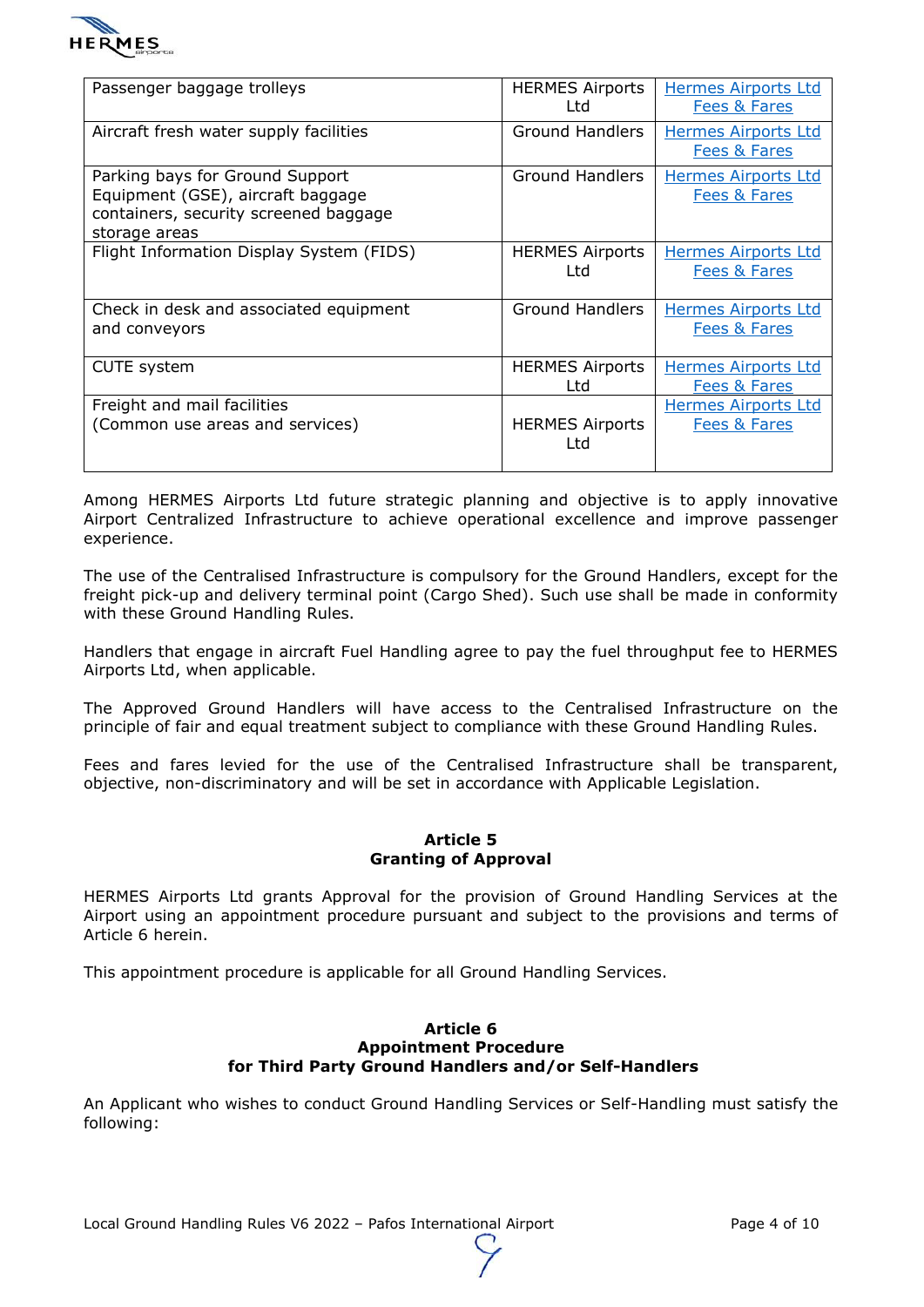| Passenger baggage trolleys | HERMES Airports Ltd | Hermes Airports Ltd Fees & Fares |
|---|---|---|
| Aircraft fresh water supply facilities | Ground Handlers | Hermes Airports Ltd Fees & Fares |
| Parking bays for Ground Support Equipment (GSE), aircraft baggage containers, security screened baggage storage areas | Ground Handlers | Hermes Airports Ltd Fees & Fares |
| Flight Information Display System (FIDS) | HERMES Airports Ltd | Hermes Airports Ltd Fees & Fares |
| Check in desk and associated equipment and conveyors | Ground Handlers | Hermes Airports Ltd Fees & Fares |
| CUTE system | HERMES Airports Ltd | Hermes Airports Ltd Fees & Fares |
| Freight and mail facilities (Common use areas and services) | HERMES Airports Ltd | Hermes Airports Ltd Fees & Fares |

Among HERMES Airports Ltd future strategic planning and objective is to apply innovative Airport Centralized Infrastructure to achieve operational excellence and improve passenger experience.

The use of the Centralised Infrastructure is compulsory for the Ground Handlers, except for the freight pick-up and delivery terminal point (Cargo Shed). Such use shall be made in conformity with these Ground Handling Rules.

Handlers that engage in aircraft Fuel Handling agree to pay the fuel throughput fee to HERMES Airports Ltd, when applicable.

The Approved Ground Handlers will have access to the Centralised Infrastructure on the principle of fair and equal treatment subject to compliance with these Ground Handling Rules.

Fees and fares levied for the use of the Centralised Infrastructure shall be transparent, objective, non-discriminatory and will be set in accordance with Applicable Legislation.

## Article 5
## Granting of Approval

HERMES Airports Ltd grants Approval for the provision of Ground Handling Services at the Airport using an appointment procedure pursuant and subject to the provisions and terms of Article 6 herein.

This appointment procedure is applicable for all Ground Handling Services.

## Article 6
## Appointment Procedure
## for Third Party Ground Handlers and/or Self-Handlers

An Applicant who wishes to conduct Ground Handling Services or Self-Handling must satisfy the following: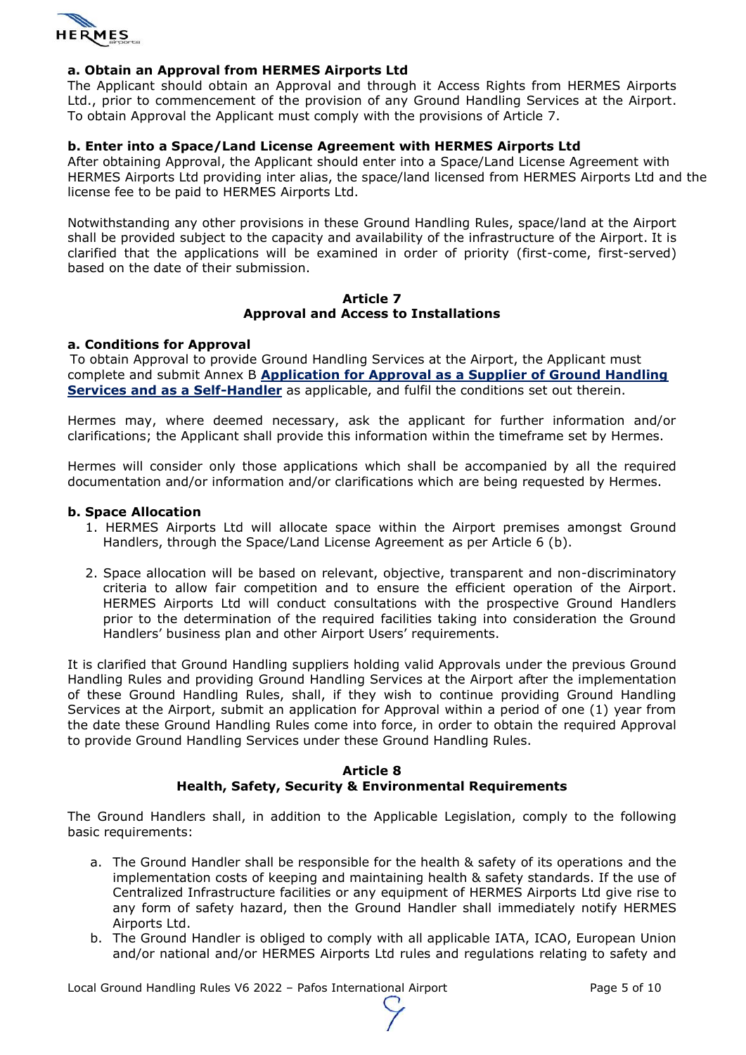**a. Obtain an Approval from HERMES Airports Ltd**

The Applicant should obtain an Approval and through it Access Rights from HERMES Airports Ltd., prior to commencement of the provision of any Ground Handling Services at the Airport. To obtain Approval the Applicant must comply with the provisions of Article 7.

**b. Enter into a Space/Land License Agreement with HERMES Airports Ltd**

After obtaining Approval, the Applicant should enter into a Space/Land License Agreement with HERMES Airports Ltd providing inter alias, the space/land licensed from HERMES Airports Ltd and the license fee to be paid to HERMES Airports Ltd.

Notwithstanding any other provisions in these Ground Handling Rules, space/land at the Airport shall be provided subject to the capacity and availability of the infrastructure of the Airport. It is clarified that the applications will be examined in order of priority (first-come, first-served) based on the date of their submission.

## Article 7
## Approval and Access to Installations

**a. Conditions for Approval**

To obtain Approval to provide Ground Handling Services at the Airport, the Applicant must complete and submit Annex B **Application for Approval as a Supplier of Ground Handling Services and as a Self-Handler** as applicable, and fulfil the conditions set out therein.

Hermes may, where deemed necessary, ask the applicant for further information and/or clarifications; the Applicant shall provide this information within the timeframe set by Hermes.

Hermes will consider only those applications which shall be accompanied by all the required documentation and/or information and/or clarifications which are being requested by Hermes.

**b. Space Allocation**

1. HERMES Airports Ltd will allocate space within the Airport premises amongst Ground Handlers, through the Space/Land License Agreement as per Article 6 (b).
2. Space allocation will be based on relevant, objective, transparent and non-discriminatory criteria to allow fair competition and to ensure the efficient operation of the Airport. HERMES Airports Ltd will conduct consultations with the prospective Ground Handlers prior to the determination of the required facilities taking into consideration the Ground Handlers' business plan and other Airport Users' requirements.

It is clarified that Ground Handling suppliers holding valid Approvals under the previous Ground Handling Rules and providing Ground Handling Services at the Airport after the implementation of these Ground Handling Rules, shall, if they wish to continue providing Ground Handling Services at the Airport, submit an application for Approval within a period of one (1) year from the date these Ground Handling Rules come into force, in order to obtain the required Approval to provide Ground Handling Services under these Ground Handling Rules.

## Article 8
## Health, Safety, Security & Environmental Requirements

The Ground Handlers shall, in addition to the Applicable Legislation, comply to the following basic requirements:

a. The Ground Handler shall be responsible for the health & safety of its operations and the implementation costs of keeping and maintaining health & safety standards. If the use of Centralized Infrastructure facilities or any equipment of HERMES Airports Ltd give rise to any form of safety hazard, then the Ground Handler shall immediately notify HERMES Airports Ltd.
b. The Ground Handler is obliged to comply with all applicable IATA, ICAO, European Union and/or national and/or HERMES Airports Ltd rules and regulations relating to safety and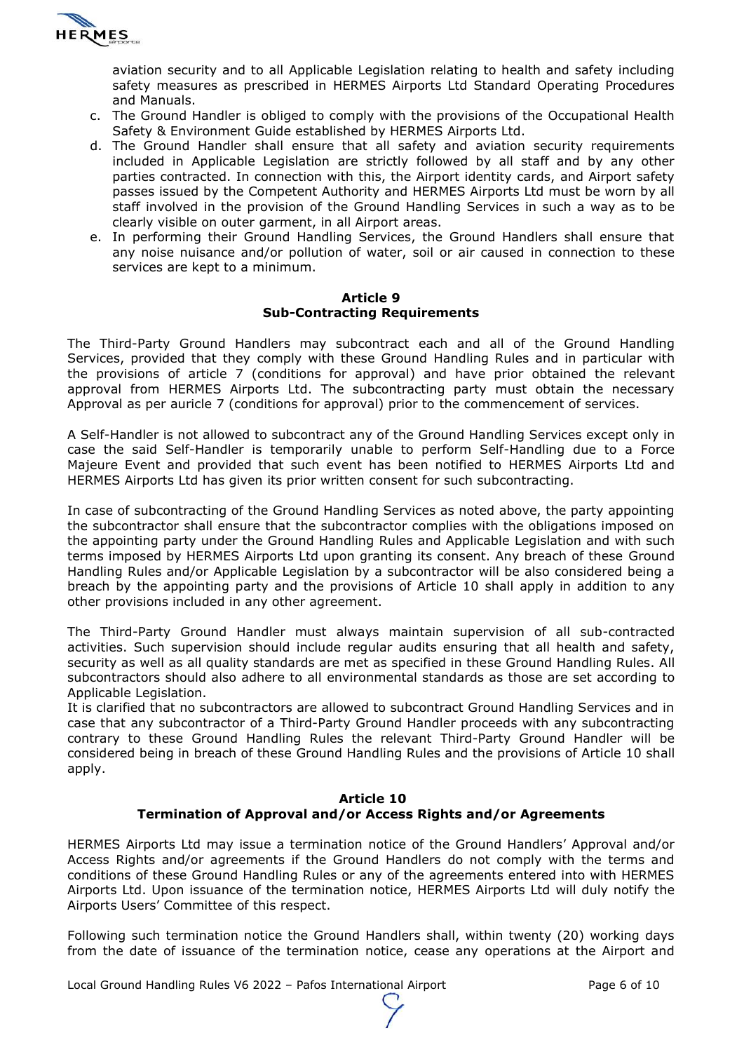aviation security and to all Applicable Legislation relating to health and safety including safety measures as prescribed in HERMES Airports Ltd Standard Operating Procedures and Manuals.

c. The Ground Handler is obliged to comply with the provisions of the Occupational Health Safety & Environment Guide established by HERMES Airports Ltd.
d. The Ground Handler shall ensure that all safety and aviation security requirements included in Applicable Legislation are strictly followed by all staff and by any other parties contracted. In connection with this, the Airport identity cards, and Airport safety passes issued by the Competent Authority and HERMES Airports Ltd must be worn by all staff involved in the provision of the Ground Handling Services in such a way as to be clearly visible on outer garment, in all Airport areas.
e. In performing their Ground Handling Services, the Ground Handlers shall ensure that any noise nuisance and/or pollution of water, soil or air caused in connection to these services are kept to a minimum.

## Article 9
## Sub-Contracting Requirements

The Third-Party Ground Handlers may subcontract each and all of the Ground Handling Services, provided that they comply with these Ground Handling Rules and in particular with the provisions of article 7 (conditions for approval) and have prior obtained the relevant approval from HERMES Airports Ltd. The subcontracting party must obtain the necessary Approval as per auricle 7 (conditions for approval) prior to the commencement of services.

A Self-Handler is not allowed to subcontract any of the Ground Handling Services except only in case the said Self-Handler is temporarily unable to perform Self-Handling due to a Force Majeure Event and provided that such event has been notified to HERMES Airports Ltd and HERMES Airports Ltd has given its prior written consent for such subcontracting.

In case of subcontracting of the Ground Handling Services as noted above, the party appointing the subcontractor shall ensure that the subcontractor complies with the obligations imposed on the appointing party under the Ground Handling Rules and Applicable Legislation and with such terms imposed by HERMES Airports Ltd upon granting its consent. Any breach of these Ground Handling Rules and/or Applicable Legislation by a subcontractor will be also considered being a breach by the appointing party and the provisions of Article 10 shall apply in addition to any other provisions included in any other agreement.

The Third-Party Ground Handler must always maintain supervision of all sub-contracted activities. Such supervision should include regular audits ensuring that all health and safety, security as well as all quality standards are met as specified in these Ground Handling Rules. All subcontractors should also adhere to all environmental standards as those are set according to Applicable Legislation.
It is clarified that no subcontractors are allowed to subcontract Ground Handling Services and in case that any subcontractor of a Third-Party Ground Handler proceeds with any subcontracting contrary to these Ground Handling Rules the relevant Third-Party Ground Handler will be considered being in breach of these Ground Handling Rules and the provisions of Article 10 shall apply.

## Article 10
## Termination of Approval and/or Access Rights and/or Agreements

HERMES Airports Ltd may issue a termination notice of the Ground Handlers' Approval and/or Access Rights and/or agreements if the Ground Handlers do not comply with the terms and conditions of these Ground Handling Rules or any of the agreements entered into with HERMES Airports Ltd. Upon issuance of the termination notice, HERMES Airports Ltd will duly notify the Airports Users' Committee of this respect.

Following such termination notice the Ground Handlers shall, within twenty (20) working days from the date of issuance of the termination notice, cease any operations at the Airport and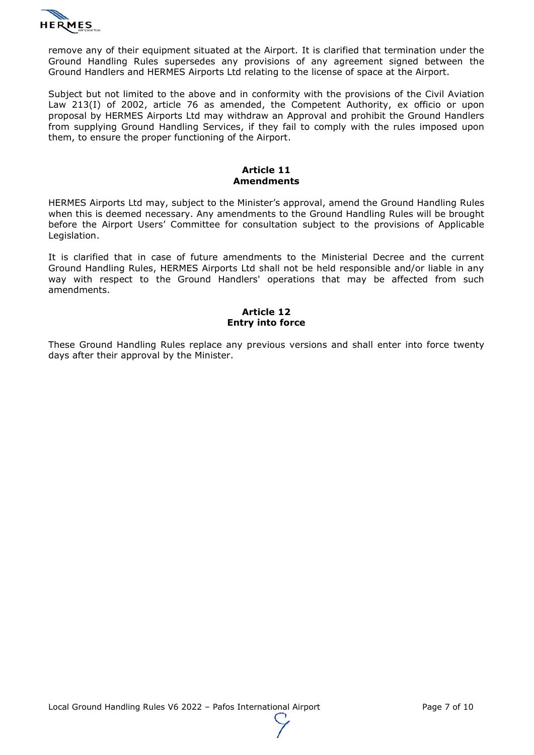remove any of their equipment situated at the Airport. It is clarified that termination under the Ground Handling Rules supersedes any provisions of any agreement signed between the Ground Handlers and HERMES Airports Ltd relating to the license of space at the Airport.

Subject but not limited to the above and in conformity with the provisions of the Civil Aviation Law 213(I) of 2002, article 76 as amended, the Competent Authority, ex officio or upon proposal by HERMES Airports Ltd may withdraw an Approval and prohibit the Ground Handlers from supplying Ground Handling Services, if they fail to comply with the rules imposed upon them, to ensure the proper functioning of the Airport.

## Article 11
## Amendments

HERMES Airports Ltd may, subject to the Minister's approval, amend the Ground Handling Rules when this is deemed necessary. Any amendments to the Ground Handling Rules will be brought before the Airport Users' Committee for consultation subject to the provisions of Applicable Legislation.

It is clarified that in case of future amendments to the Ministerial Decree and the current Ground Handling Rules, HERMES Airports Ltd shall not be held responsible and/or liable in any way with respect to the Ground Handlers' operations that may be affected from such amendments.

## Article 12
## Entry into force

These Ground Handling Rules replace any previous versions and shall enter into force twenty days after their approval by the Minister.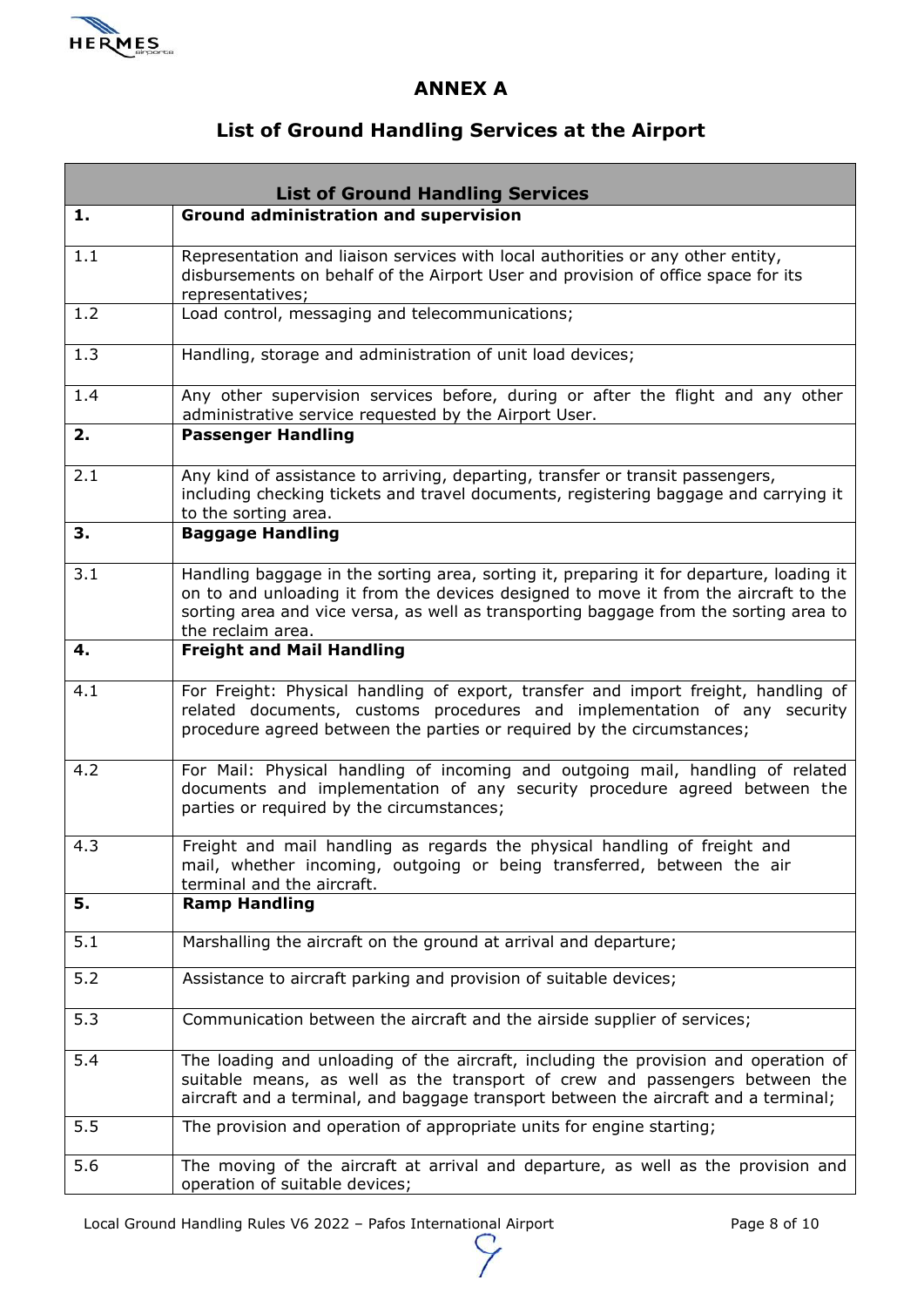## ANNEX A

## List of Ground Handling Services at the Airport

| List of Ground Handling Services | |
|---|---|
| **1.** | **Ground administration and supervision** |
| 1.1 | Representation and liaison services with local authorities or any other entity, disbursements on behalf of the Airport User and provision of office space for its representatives; |
| 1.2 | Load control, messaging and telecommunications; |
| 1.3 | Handling, storage and administration of unit load devices; |
| 1.4 | Any other supervision services before, during or after the flight and any other administrative service requested by the Airport User. |
| **2.** | **Passenger Handling** |
| 2.1 | Any kind of assistance to arriving, departing, transfer or transit passengers, including checking tickets and travel documents, registering baggage and carrying it to the sorting area. |
| **3.** | **Baggage Handling** |
| 3.1 | Handling baggage in the sorting area, sorting it, preparing it for departure, loading it on to and unloading it from the devices designed to move it from the aircraft to the sorting area and vice versa, as well as transporting baggage from the sorting area to the reclaim area. |
| **4.** | **Freight and Mail Handling** |
| 4.1 | For Freight: Physical handling of export, transfer and import freight, handling of related documents, customs procedures and implementation of any security procedure agreed between the parties or required by the circumstances; |
| 4.2 | For Mail: Physical handling of incoming and outgoing mail, handling of related documents and implementation of any security procedure agreed between the parties or required by the circumstances; |
| 4.3 | Freight and mail handling as regards the physical handling of freight and mail, whether incoming, outgoing or being transferred, between the air terminal and the aircraft. |
| **5.** | **Ramp Handling** |
| 5.1 | Marshalling the aircraft on the ground at arrival and departure; |
| 5.2 | Assistance to aircraft parking and provision of suitable devices; |
| 5.3 | Communication between the aircraft and the airside supplier of services; |
| 5.4 | The loading and unloading of the aircraft, including the provision and operation of suitable means, as well as the transport of crew and passengers between the aircraft and a terminal, and baggage transport between the aircraft and a terminal; |
| 5.5 | The provision and operation of appropriate units for engine starting; |
| 5.6 | The moving of the aircraft at arrival and departure, as well as the provision and operation of suitable devices; |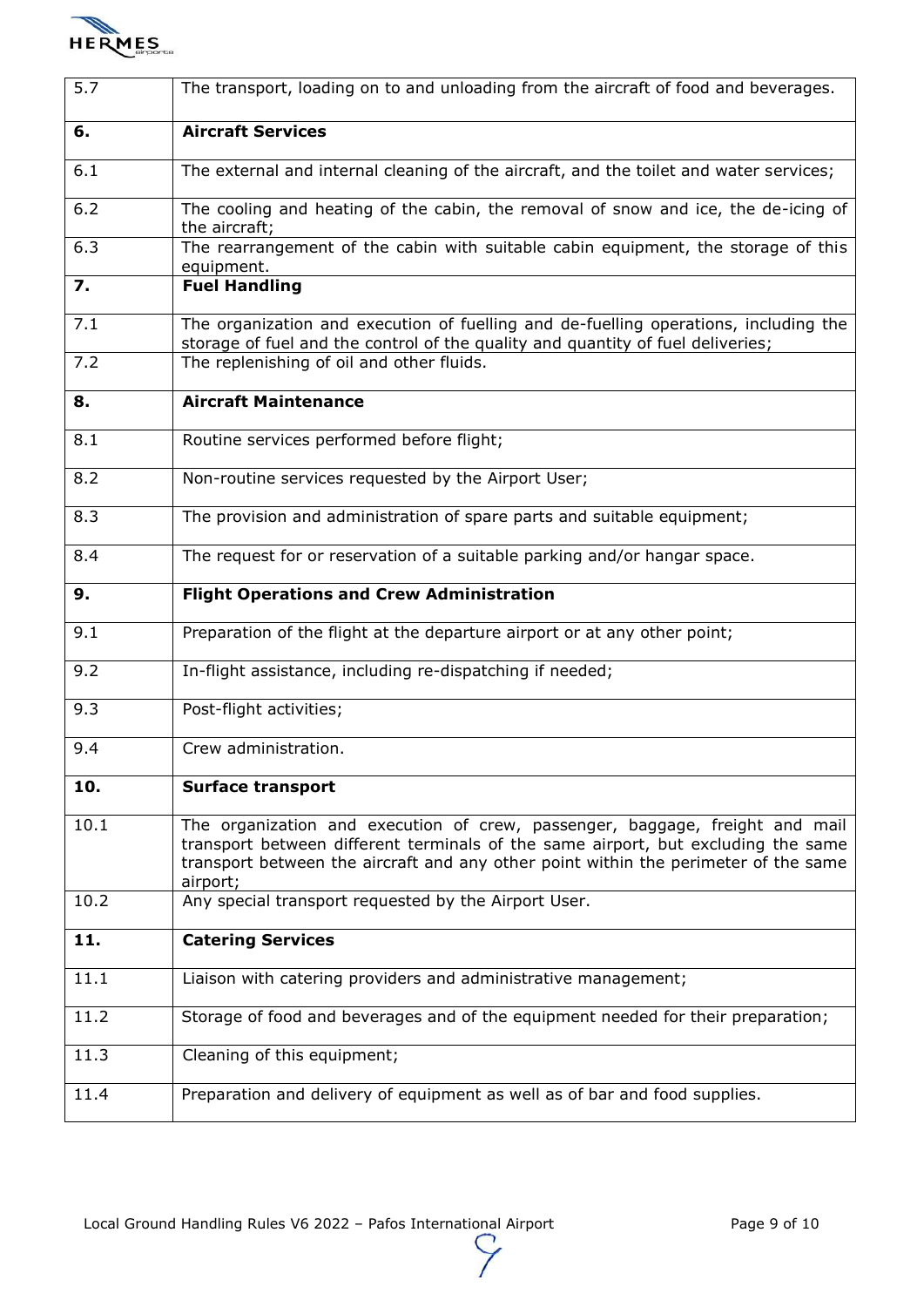| | |
|---|---|
| 5.7 | The transport, loading on to and unloading from the aircraft of food and beverages. |
| **6.** | **Aircraft Services** |
| 6.1 | The external and internal cleaning of the aircraft, and the toilet and water services; |
| 6.2 | The cooling and heating of the cabin, the removal of snow and ice, the de-icing of the aircraft; |
| 6.3 | The rearrangement of the cabin with suitable cabin equipment, the storage of this equipment. |
| **7.** | **Fuel Handling** |
| 7.1 | The organization and execution of fuelling and de-fuelling operations, including the storage of fuel and the control of the quality and quantity of fuel deliveries; |
| 7.2 | The replenishing of oil and other fluids. |
| **8.** | **Aircraft Maintenance** |
| 8.1 | Routine services performed before flight; |
| 8.2 | Non-routine services requested by the Airport User; |
| 8.3 | The provision and administration of spare parts and suitable equipment; |
| 8.4 | The request for or reservation of a suitable parking and/or hangar space. |
| **9.** | **Flight Operations and Crew Administration** |
| 9.1 | Preparation of the flight at the departure airport or at any other point; |
| 9.2 | In-flight assistance, including re-dispatching if needed; |
| 9.3 | Post-flight activities; |
| 9.4 | Crew administration. |
| **10.** | **Surface transport** |
| 10.1 | The organization and execution of crew, passenger, baggage, freight and mail transport between different terminals of the same airport, but excluding the same transport between the aircraft and any other point within the perimeter of the same airport; |
| 10.2 | Any special transport requested by the Airport User. |
| **11.** | **Catering Services** |
| 11.1 | Liaison with catering providers and administrative management; |
| 11.2 | Storage of food and beverages and of the equipment needed for their preparation; |
| 11.3 | Cleaning of this equipment; |
| 11.4 | Preparation and delivery of equipment as well as of bar and food supplies. |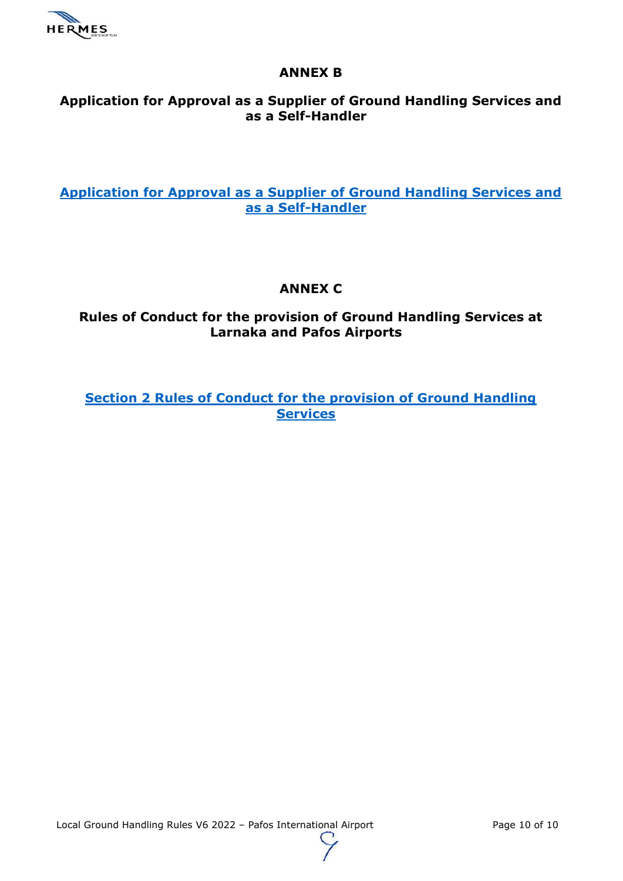## ANNEX B

## Application for Approval as a Supplier of Ground Handling Services and as a Self-Handler

**Application for Approval as a Supplier of Ground Handling Services and as a Self-Handler**

## ANNEX C

## Rules of Conduct for the provision of Ground Handling Services at Larnaka and Pafos Airports

**Section 2 Rules of Conduct for the provision of Ground Handling Services**